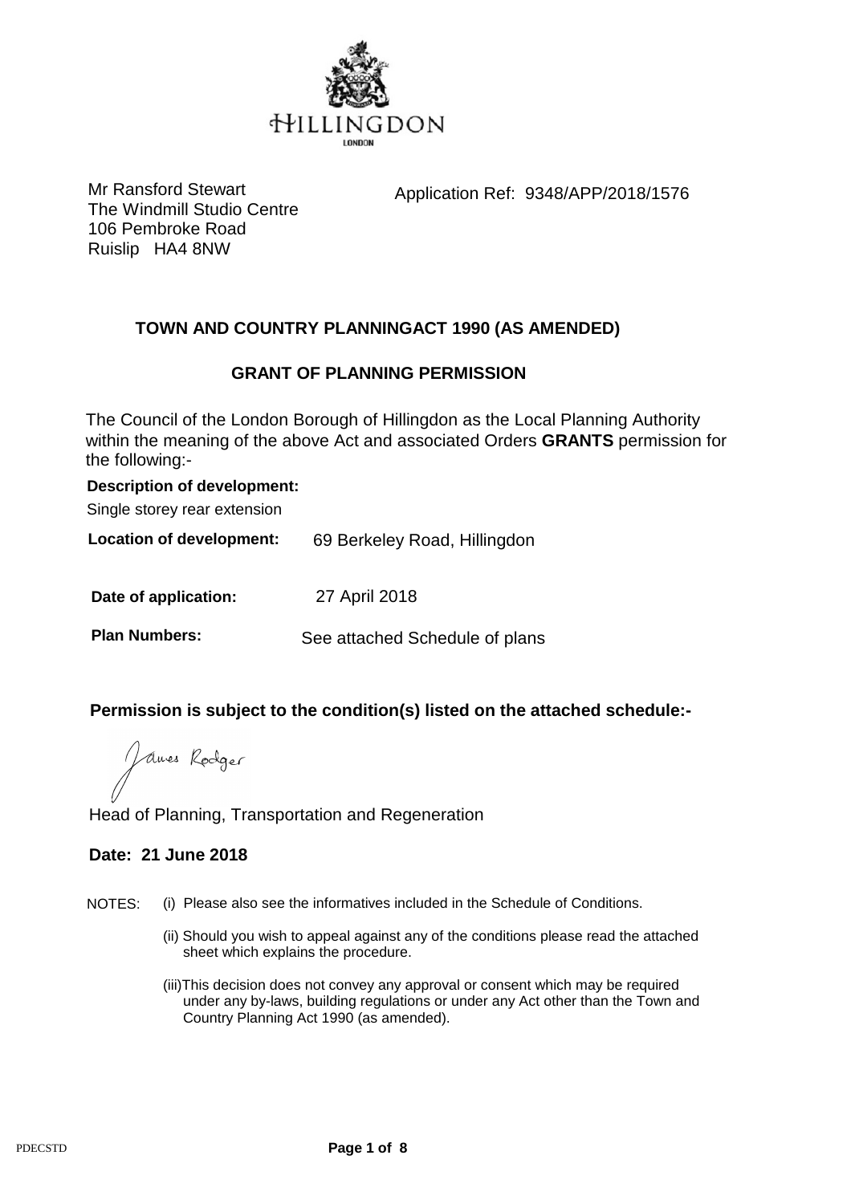HILLINGDON
LONDON

Mr Ransford Stewart
The Windmill Studio Centre
106 Pembroke Road
Ruislip HA4 8NW

Application Ref: 9348/APP/2018/1576

## TOWN AND COUNTRY PLANNINGACT 1990 (AS AMENDED)

## GRANT OF PLANNING PERMISSION

The Council of the London Borough of Hillingdon as the Local Planning Authority within the meaning of the above Act and associated Orders **GRANTS** permission for the following:-

**Description of development:**

Single storey rear extension

**Location of development:** 69 Berkeley Road, Hillingdon

**Date of application:** 27 April 2018

**Plan Numbers:** See attached Schedule of plans

**Permission is subject to the condition(s) listed on the attached schedule:-**

James Rodger

Head of Planning, Transportation and Regeneration

**Date: 21 June 2018**

NOTES: (i) Please also see the informatives included in the Schedule of Conditions.

(ii) Should you wish to appeal against any of the conditions please read the attached sheet which explains the procedure.

(iii)This decision does not convey any approval or consent which may be required under any by-laws, building regulations or under any Act other than the Town and Country Planning Act 1990 (as amended).

PDECSTD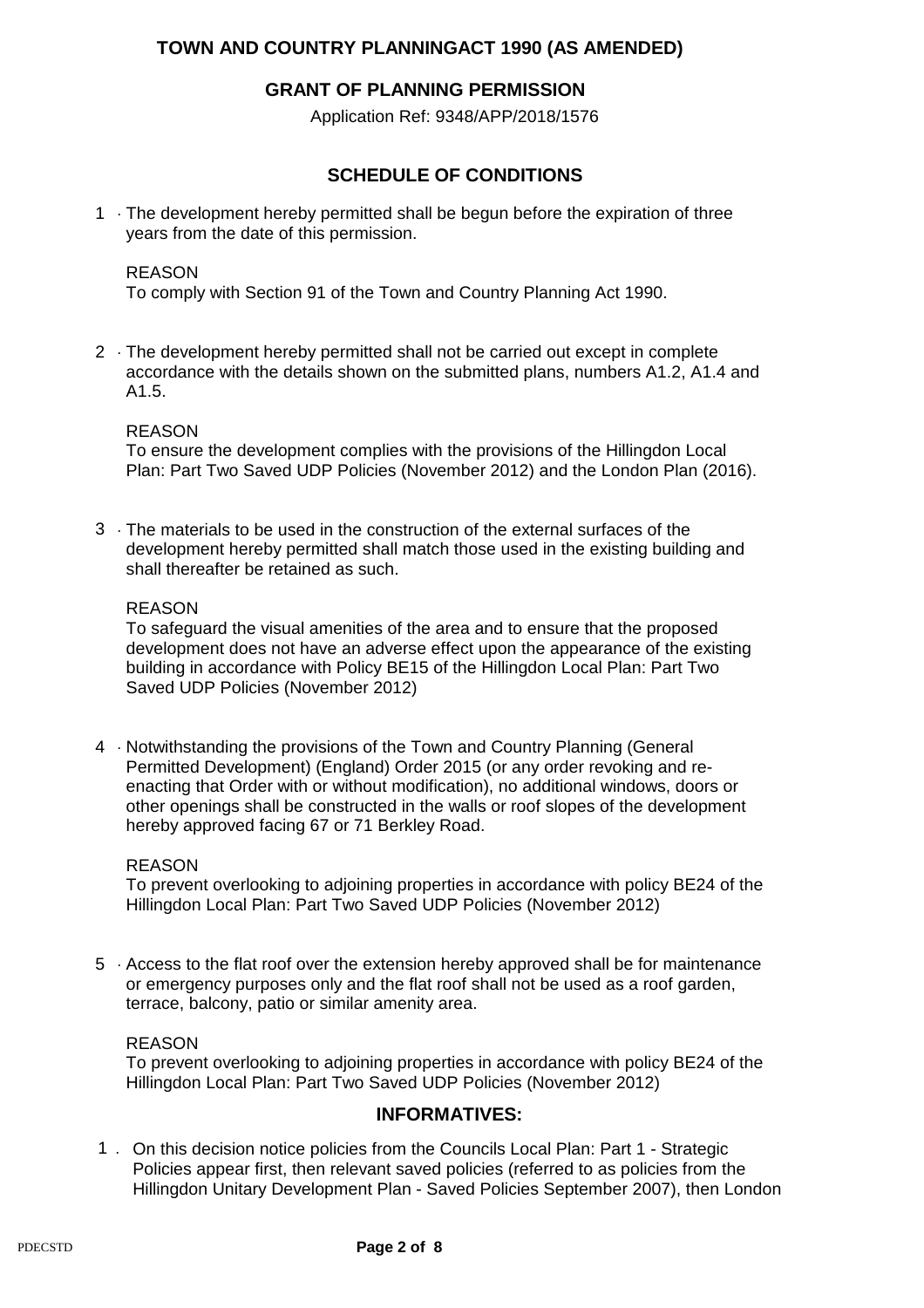**TOWN AND COUNTRY PLANNINGACT 1990 (AS AMENDED)**

**GRANT OF PLANNING PERMISSION**

Application Ref: 9348/APP/2018/1576

## SCHEDULE OF CONDITIONS

1 . The development hereby permitted shall be begun before the expiration of three years from the date of this permission.

REASON
To comply with Section 91 of the Town and Country Planning Act 1990.

2 . The development hereby permitted shall not be carried out except in complete accordance with the details shown on the submitted plans, numbers A1.2, A1.4 and A1.5.

REASON
To ensure the development complies with the provisions of the Hillingdon Local Plan: Part Two Saved UDP Policies (November 2012) and the London Plan (2016).

3 . The materials to be used in the construction of the external surfaces of the development hereby permitted shall match those used in the existing building and shall thereafter be retained as such.

REASON
To safeguard the visual amenities of the area and to ensure that the proposed development does not have an adverse effect upon the appearance of the existing building in accordance with Policy BE15 of the Hillingdon Local Plan: Part Two Saved UDP Policies (November 2012)

4 . Notwithstanding the provisions of the Town and Country Planning (General Permitted Development) (England) Order 2015 (or any order revoking and re-enacting that Order with or without modification), no additional windows, doors or other openings shall be constructed in the walls or roof slopes of the development hereby approved facing 67 or 71 Berkley Road.

REASON
To prevent overlooking to adjoining properties in accordance with policy BE24 of the Hillingdon Local Plan: Part Two Saved UDP Policies (November 2012)

5 . Access to the flat roof over the extension hereby approved shall be for maintenance or emergency purposes only and the flat roof shall not be used as a roof garden, terrace, balcony, patio or similar amenity area.

REASON
To prevent overlooking to adjoining properties in accordance with policy BE24 of the Hillingdon Local Plan: Part Two Saved UDP Policies (November 2012)

## INFORMATIVES:

1 . On this decision notice policies from the Councils Local Plan: Part 1 - Strategic Policies appear first, then relevant saved policies (referred to as policies from the Hillingdon Unitary Development Plan - Saved Policies September 2007), then London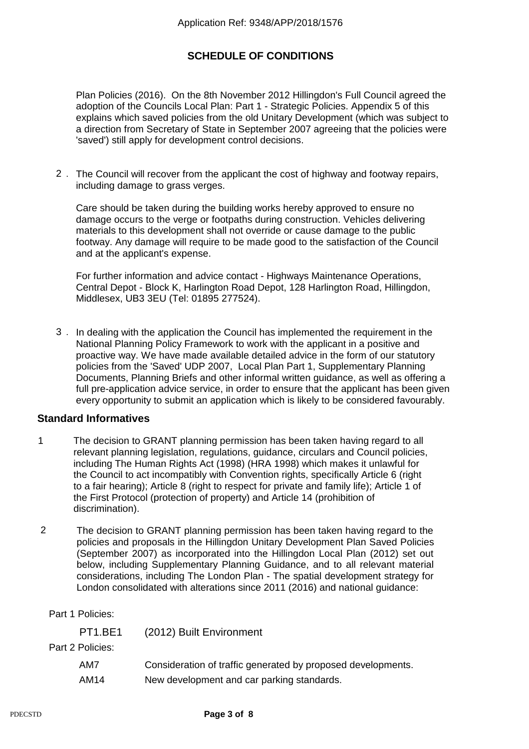## SCHEDULE OF CONDITIONS

Plan Policies (2016). On the 8th November 2012 Hillingdon's Full Council agreed the adoption of the Councils Local Plan: Part 1 - Strategic Policies. Appendix 5 of this explains which saved policies from the old Unitary Development (which was subject to a direction from Secretary of State in September 2007 agreeing that the policies were 'saved') still apply for development control decisions.

2 . The Council will recover from the applicant the cost of highway and footway repairs, including damage to grass verges.

Care should be taken during the building works hereby approved to ensure no damage occurs to the verge or footpaths during construction. Vehicles delivering materials to this development shall not override or cause damage to the public footway. Any damage will require to be made good to the satisfaction of the Council and at the applicant's expense.

For further information and advice contact - Highways Maintenance Operations, Central Depot - Block K, Harlington Road Depot, 128 Harlington Road, Hillingdon, Middlesex, UB3 3EU (Tel: 01895 277524).

3 . In dealing with the application the Council has implemented the requirement in the National Planning Policy Framework to work with the applicant in a positive and proactive way. We have made available detailed advice in the form of our statutory policies from the 'Saved' UDP 2007, Local Plan Part 1, Supplementary Planning Documents, Planning Briefs and other informal written guidance, as well as offering a full pre-application advice service, in order to ensure that the applicant has been given every opportunity to submit an application which is likely to be considered favourably.

### Standard Informatives

1 The decision to GRANT planning permission has been taken having regard to all relevant planning legislation, regulations, guidance, circulars and Council policies, including The Human Rights Act (1998) (HRA 1998) which makes it unlawful for the Council to act incompatibly with Convention rights, specifically Article 6 (right to a fair hearing); Article 8 (right to respect for private and family life); Article 1 of the First Protocol (protection of property) and Article 14 (prohibition of discrimination).

2 The decision to GRANT planning permission has been taken having regard to the policies and proposals in the Hillingdon Unitary Development Plan Saved Policies (September 2007) as incorporated into the Hillingdon Local Plan (2012) set out below, including Supplementary Planning Guidance, and to all relevant material considerations, including The London Plan - The spatial development strategy for London consolidated with alterations since 2011 (2016) and national guidance:

Part 1 Policies:

| | |
|---|---|
| PT1.BE1 | (2012) Built Environment |

Part 2 Policies:

| | |
|---|---|
| AM7 | Consideration of traffic generated by proposed developments. |
| AM14 | New development and car parking standards. |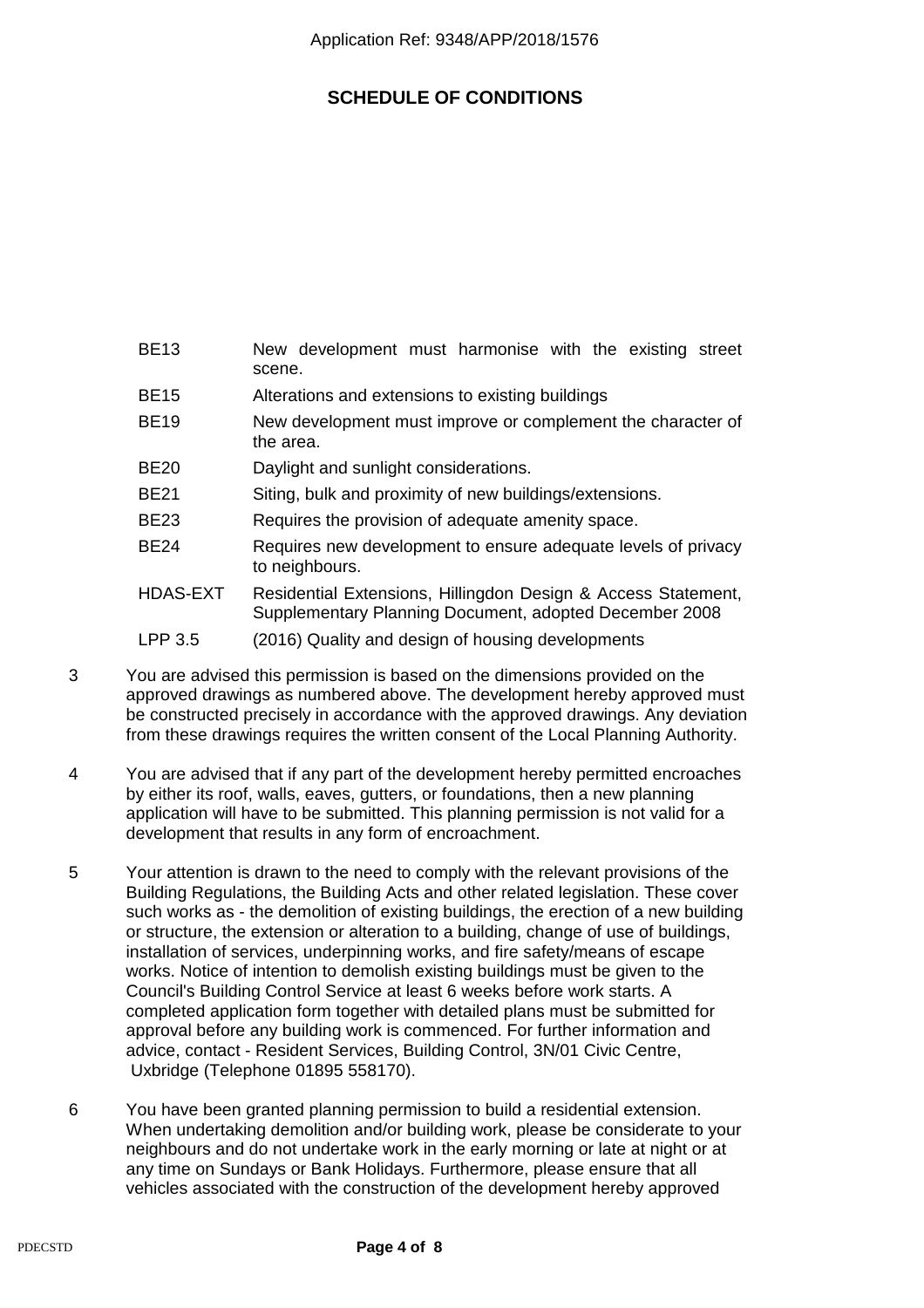# SCHEDULE OF CONDITIONS

| | |
|---|---|
| BE13 | New development must harmonise with the existing street scene. |
| BE15 | Alterations and extensions to existing buildings |
| BE19 | New development must improve or complement the character of the area. |
| BE20 | Daylight and sunlight considerations. |
| BE21 | Siting, bulk and proximity of new buildings/extensions. |
| BE23 | Requires the provision of adequate amenity space. |
| BE24 | Requires new development to ensure adequate levels of privacy to neighbours. |
| HDAS-EXT | Residential Extensions, Hillingdon Design & Access Statement, Supplementary Planning Document, adopted December 2008 |
| LPP 3.5 | (2016) Quality and design of housing developments |

3 You are advised this permission is based on the dimensions provided on the approved drawings as numbered above. The development hereby approved must be constructed precisely in accordance with the approved drawings. Any deviation from these drawings requires the written consent of the Local Planning Authority.

4 You are advised that if any part of the development hereby permitted encroaches by either its roof, walls, eaves, gutters, or foundations, then a new planning application will have to be submitted. This planning permission is not valid for a development that results in any form of encroachment.

5 Your attention is drawn to the need to comply with the relevant provisions of the Building Regulations, the Building Acts and other related legislation. These cover such works as - the demolition of existing buildings, the erection of a new building or structure, the extension or alteration to a building, change of use of buildings, installation of services, underpinning works, and fire safety/means of escape works. Notice of intention to demolish existing buildings must be given to the Council's Building Control Service at least 6 weeks before work starts. A completed application form together with detailed plans must be submitted for approval before any building work is commenced. For further information and advice, contact - Resident Services, Building Control, 3N/01 Civic Centre, Uxbridge (Telephone 01895 558170).

6 You have been granted planning permission to build a residential extension. When undertaking demolition and/or building work, please be considerate to your neighbours and do not undertake work in the early morning or late at night or at any time on Sundays or Bank Holidays. Furthermore, please ensure that all vehicles associated with the construction of the development hereby approved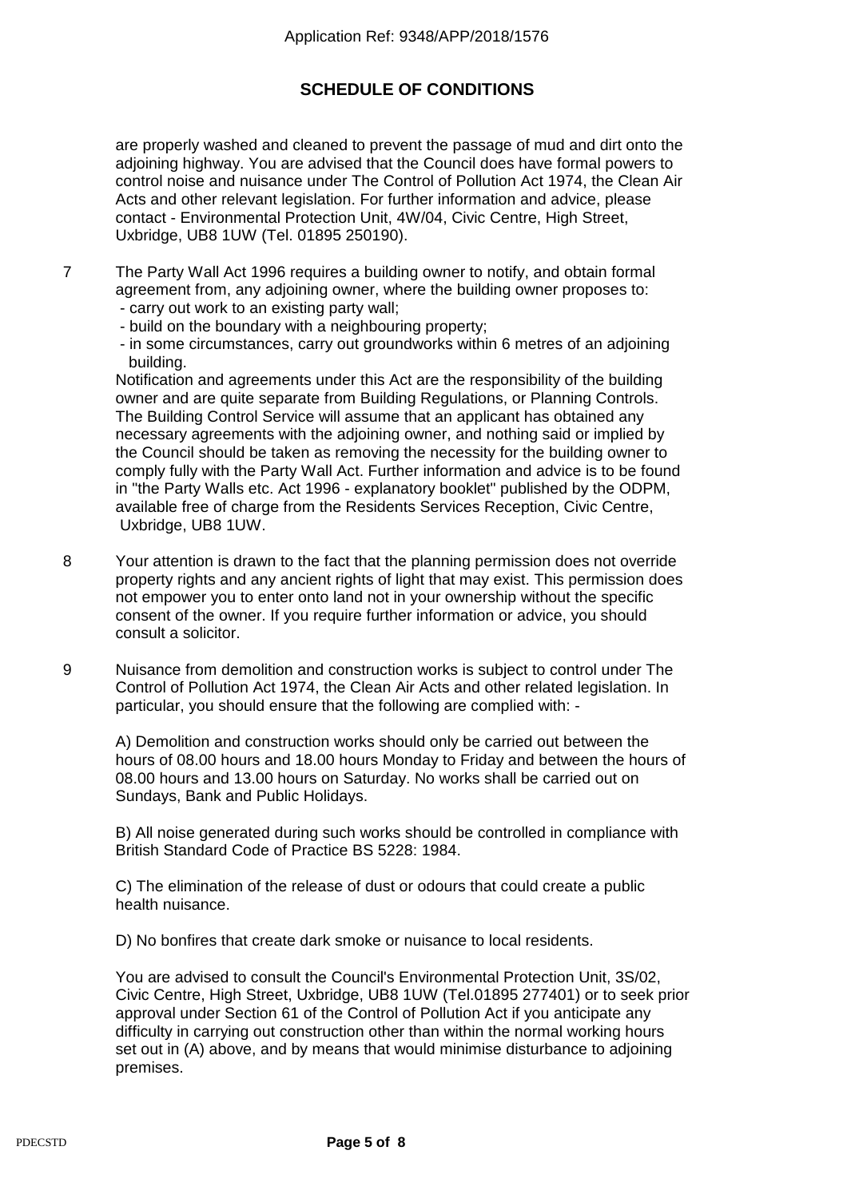## SCHEDULE OF CONDITIONS

are properly washed and cleaned to prevent the passage of mud and dirt onto the adjoining highway. You are advised that the Council does have formal powers to control noise and nuisance under The Control of Pollution Act 1974, the Clean Air Acts and other relevant legislation. For further information and advice, please contact - Environmental Protection Unit, 4W/04, Civic Centre, High Street, Uxbridge, UB8 1UW (Tel. 01895 250190).

7 The Party Wall Act 1996 requires a building owner to notify, and obtain formal agreement from, any adjoining owner, where the building owner proposes to:
 - carry out work to an existing party wall;
 - build on the boundary with a neighbouring property;
 - in some circumstances, carry out groundworks within 6 metres of an adjoining building.

 Notification and agreements under this Act are the responsibility of the building owner and are quite separate from Building Regulations, or Planning Controls. The Building Control Service will assume that an applicant has obtained any necessary agreements with the adjoining owner, and nothing said or implied by the Council should be taken as removing the necessity for the building owner to comply fully with the Party Wall Act. Further information and advice is to be found in "the Party Walls etc. Act 1996 - explanatory booklet" published by the ODPM, available free of charge from the Residents Services Reception, Civic Centre, Uxbridge, UB8 1UW.

8 Your attention is drawn to the fact that the planning permission does not override property rights and any ancient rights of light that may exist. This permission does not empower you to enter onto land not in your ownership without the specific consent of the owner. If you require further information or advice, you should consult a solicitor.

9 Nuisance from demolition and construction works is subject to control under The Control of Pollution Act 1974, the Clean Air Acts and other related legislation. In particular, you should ensure that the following are complied with: -

 A) Demolition and construction works should only be carried out between the hours of 08.00 hours and 18.00 hours Monday to Friday and between the hours of 08.00 hours and 13.00 hours on Saturday. No works shall be carried out on Sundays, Bank and Public Holidays.

 B) All noise generated during such works should be controlled in compliance with British Standard Code of Practice BS 5228: 1984.

 C) The elimination of the release of dust or odours that could create a public health nuisance.

 D) No bonfires that create dark smoke or nuisance to local residents.

 You are advised to consult the Council's Environmental Protection Unit, 3S/02, Civic Centre, High Street, Uxbridge, UB8 1UW (Tel.01895 277401) or to seek prior approval under Section 61 of the Control of Pollution Act if you anticipate any difficulty in carrying out construction other than within the normal working hours set out in (A) above, and by means that would minimise disturbance to adjoining premises.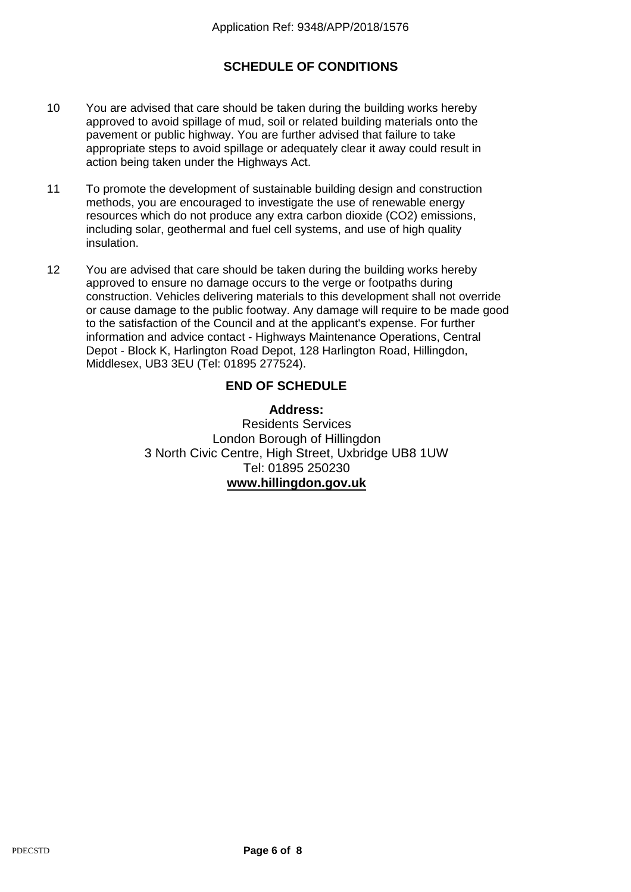## SCHEDULE OF CONDITIONS

10 You are advised that care should be taken during the building works hereby approved to avoid spillage of mud, soil or related building materials onto the pavement or public highway. You are further advised that failure to take appropriate steps to avoid spillage or adequately clear it away could result in action being taken under the Highways Act.

11 To promote the development of sustainable building design and construction methods, you are encouraged to investigate the use of renewable energy resources which do not produce any extra carbon dioxide ($CO_2$) emissions, including solar, geothermal and fuel cell systems, and use of high quality insulation.

12 You are advised that care should be taken during the building works hereby approved to ensure no damage occurs to the verge or footpaths during construction. Vehicles delivering materials to this development shall not override or cause damage to the public footway. Any damage will require to be made good to the satisfaction of the Council and at the applicant's expense. For further information and advice contact - Highways Maintenance Operations, Central Depot - Block K, Harlington Road Depot, 128 Harlington Road, Hillingdon, Middlesex, UB3 3EU (Tel: 01895 277524).

**END OF SCHEDULE**

**Address:**
Residents Services
London Borough of Hillingdon
3 North Civic Centre, High Street, Uxbridge UB8 1UW
Tel: 01895 250230
**www.hillingdon.gov.uk**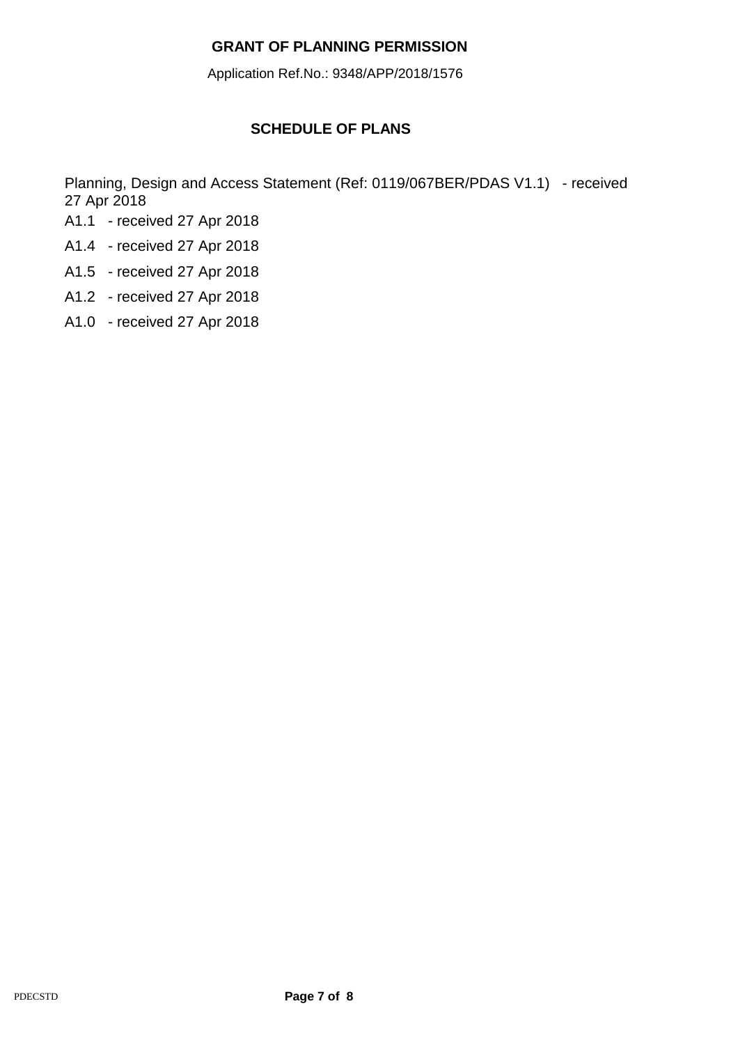## GRANT OF PLANNING PERMISSION

Application Ref.No.: 9348/APP/2018/1576

### SCHEDULE OF PLANS

Planning, Design and Access Statement (Ref: 0119/067BER/PDAS V1.1) - received 27 Apr 2018

A1.1 - received 27 Apr 2018

A1.4 - received 27 Apr 2018

A1.5 - received 27 Apr 2018

A1.2 - received 27 Apr 2018

A1.0 - received 27 Apr 2018

PDECSTD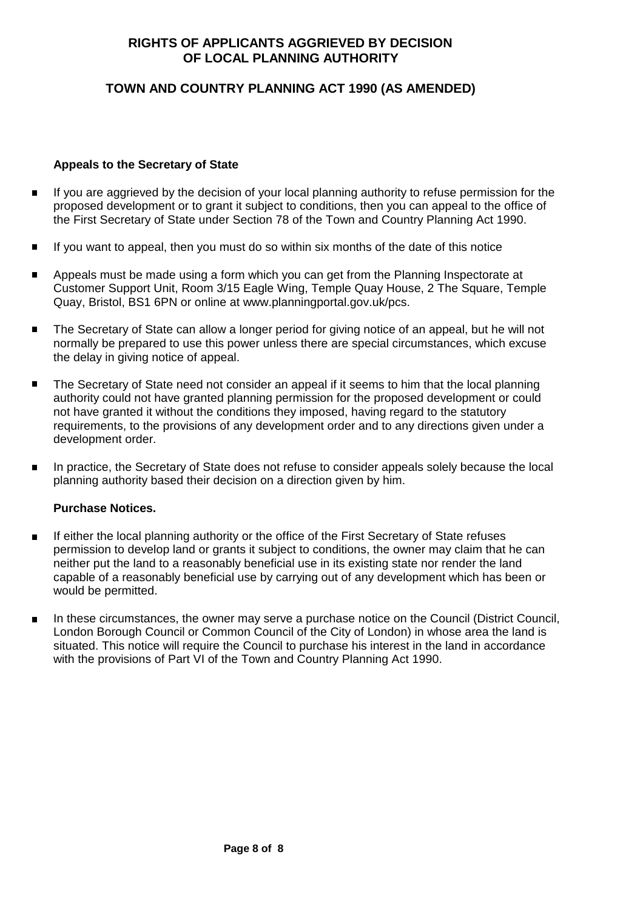# RIGHTS OF APPLICANTS AGGRIEVED BY DECISION OF LOCAL PLANNING AUTHORITY

## TOWN AND COUNTRY PLANNING ACT 1990 (AS AMENDED)

### Appeals to the Secretary of State

- If you are aggrieved by the decision of your local planning authority to refuse permission for the proposed development or to grant it subject to conditions, then you can appeal to the office of the First Secretary of State under Section 78 of the Town and Country Planning Act 1990.
- If you want to appeal, then you must do so within six months of the date of this notice
- Appeals must be made using a form which you can get from the Planning Inspectorate at Customer Support Unit, Room 3/15 Eagle Wing, Temple Quay House, 2 The Square, Temple Quay, Bristol, BS1 6PN or online at www.planningportal.gov.uk/pcs.
- The Secretary of State can allow a longer period for giving notice of an appeal, but he will not normally be prepared to use this power unless there are special circumstances, which excuse the delay in giving notice of appeal.
- The Secretary of State need not consider an appeal if it seems to him that the local planning authority could not have granted planning permission for the proposed development or could not have granted it without the conditions they imposed, having regard to the statutory requirements, to the provisions of any development order and to any directions given under a development order.
- In practice, the Secretary of State does not refuse to consider appeals solely because the local planning authority based their decision on a direction given by him.

### Purchase Notices.

- If either the local planning authority or the office of the First Secretary of State refuses permission to develop land or grants it subject to conditions, the owner may claim that he can neither put the land to a reasonably beneficial use in its existing state nor render the land capable of a reasonably beneficial use by carrying out of any development which has been or would be permitted.
- In these circumstances, the owner may serve a purchase notice on the Council (District Council, London Borough Council or Common Council of the City of London) in whose area the land is situated. This notice will require the Council to purchase his interest in the land in accordance with the provisions of Part VI of the Town and Country Planning Act 1990.